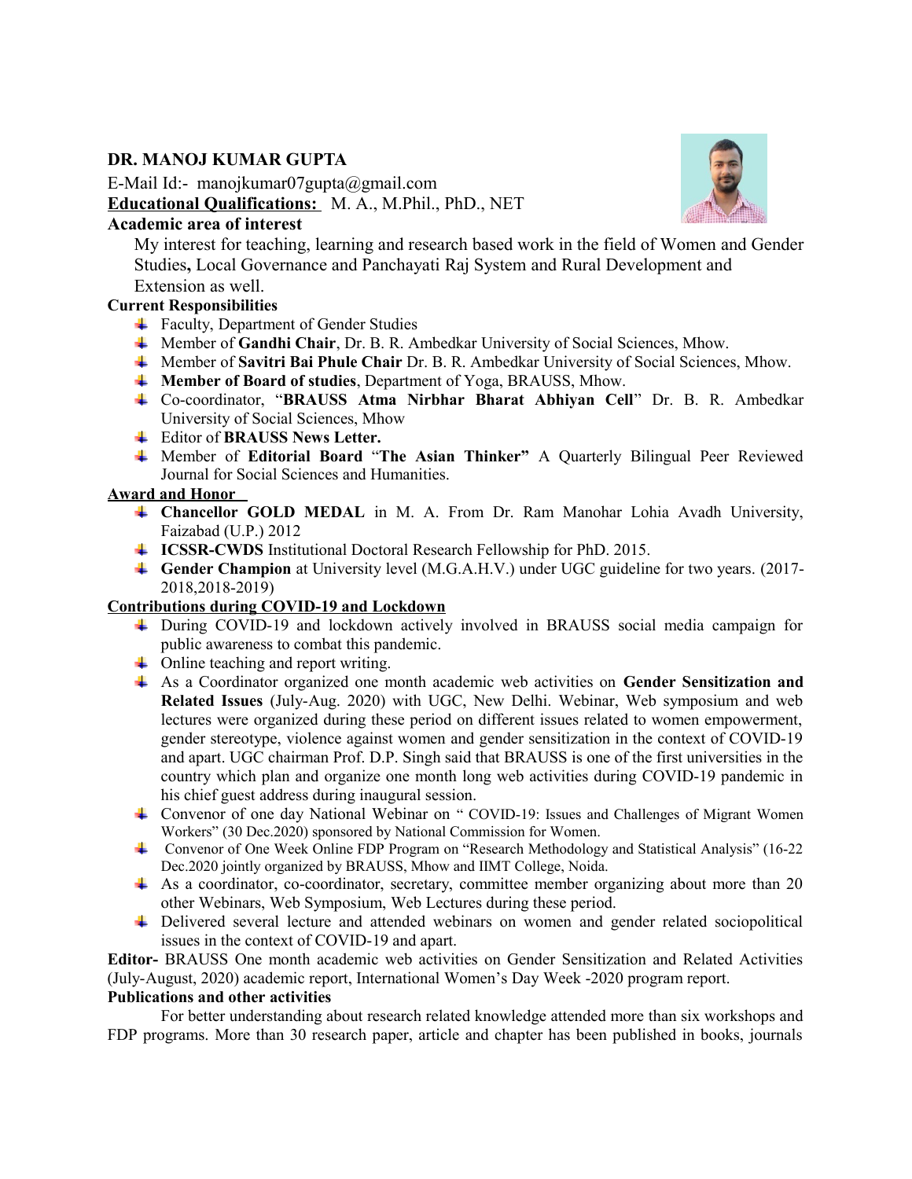# DR. MANOJ KUMAR GUPTA

E-Mail Id:- manojkumar07gupta@gmail.com

**Educational Qualifications:** M. A., M.Phil., PhD., NET

## Academic area of interest

My interest for teaching, learning and research based work in the field of Women and Gender Studies**,** Local Governance and Panchayati Raj System and Rural Development and Extension as well.

## Current Responsibilities

- Faculty, Department of Gender Studies
- Member of **Gandhi Chair**, Dr. B. R. Ambedkar University of Social Sciences, Mhow.
- Member of **Savitri Bai Phule Chair** Dr. B. R. Ambedkar University of Social Sciences, Mhow.
- **Member of Board of studies**, Department of Yoga, BRAUSS, Mhow.
- Co-coordinator, "**BRAUSS Atma Nirbhar Bharat Abhiyan Cell**" Dr. B. R. Ambedkar University of Social Sciences, Mhow
- Editor of **BRAUSS News Letter.**
- Member of **Editorial Board** "**The Asian Thinker"** A Quarterly Bilingual Peer Reviewed Journal for Social Sciences and Humanities.

## Award and Honor

- **Chancellor GOLD MEDAL** in M. A. From Dr. Ram Manohar Lohia Avadh University, Faizabad (U.P.) 2012
- **ICSSR-CWDS** Institutional Doctoral Research Fellowship for PhD. 2015.
- **Gender Champion** at University level (M.G.A.H.V.) under UGC guideline for two years. (2017-2018,2018-2019)

## Contributions during COVID-19 and Lockdown

- During COVID-19 and lockdown actively involved in BRAUSS social media campaign for public awareness to combat this pandemic.
- Online teaching and report writing.
- As a Coordinator organized one month academic web activities on **Gender Sensitization and Related Issues** (July-Aug. 2020) with UGC, New Delhi. Webinar, Web symposium and web lectures were organized during these period on different issues related to women empowerment, gender stereotype, violence against women and gender sensitization in the context of COVID-19 and apart. UGC chairman Prof. D.P. Singh said that BRAUSS is one of the first universities in the country which plan and organize one month long web activities during COVID-19 pandemic in his chief guest address during inaugural session.
- Convenor of one day National Webinar on " COVID-19: Issues and Challenges of Migrant Women Workers" (30 Dec.2020) sponsored by National Commission for Women.
- Convenor of One Week Online FDP Program on "Research Methodology and Statistical Analysis" (16-22 Dec.2020 jointly organized by BRAUSS, Mhow and IIMT College, Noida.
- As a coordinator, co-coordinator, secretary, committee member organizing about more than 20 other Webinars, Web Symposium, Web Lectures during these period.
- Delivered several lecture and attended webinars on women and gender related sociopolitical issues in the context of COVID-19 and apart.

**Editor-** BRAUSS One month academic web activities on Gender Sensitization and Related Activities (July-August, 2020) academic report, International Women's Day Week -2020 program report.

## Publications and other activities

For better understanding about research related knowledge attended more than six workshops and FDP programs. More than 30 research paper, article and chapter has been published in books, journals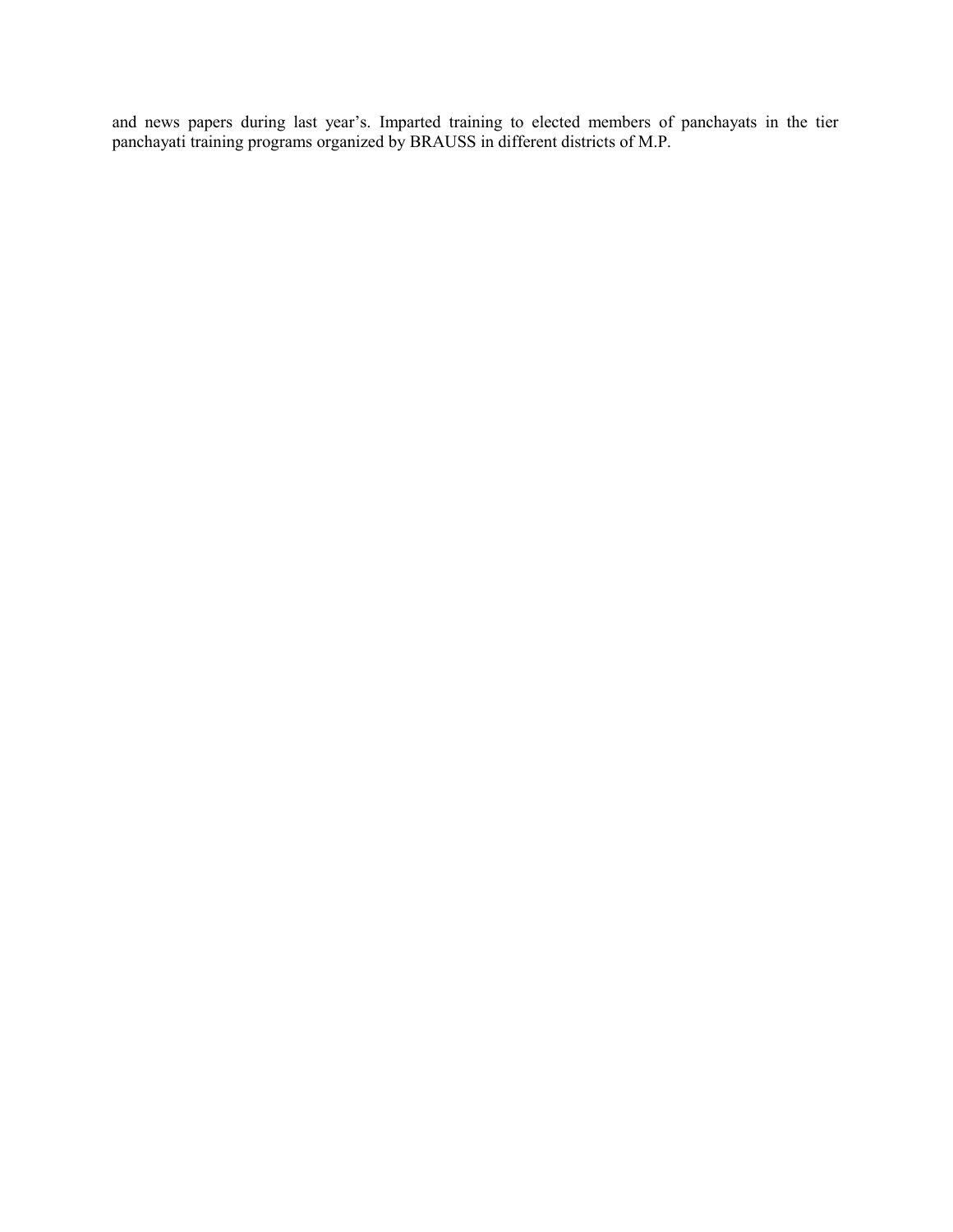and news papers during last year's. Imparted training to elected members of panchayats in the tier panchayati training programs organized by BRAUSS in different districts of M.P.